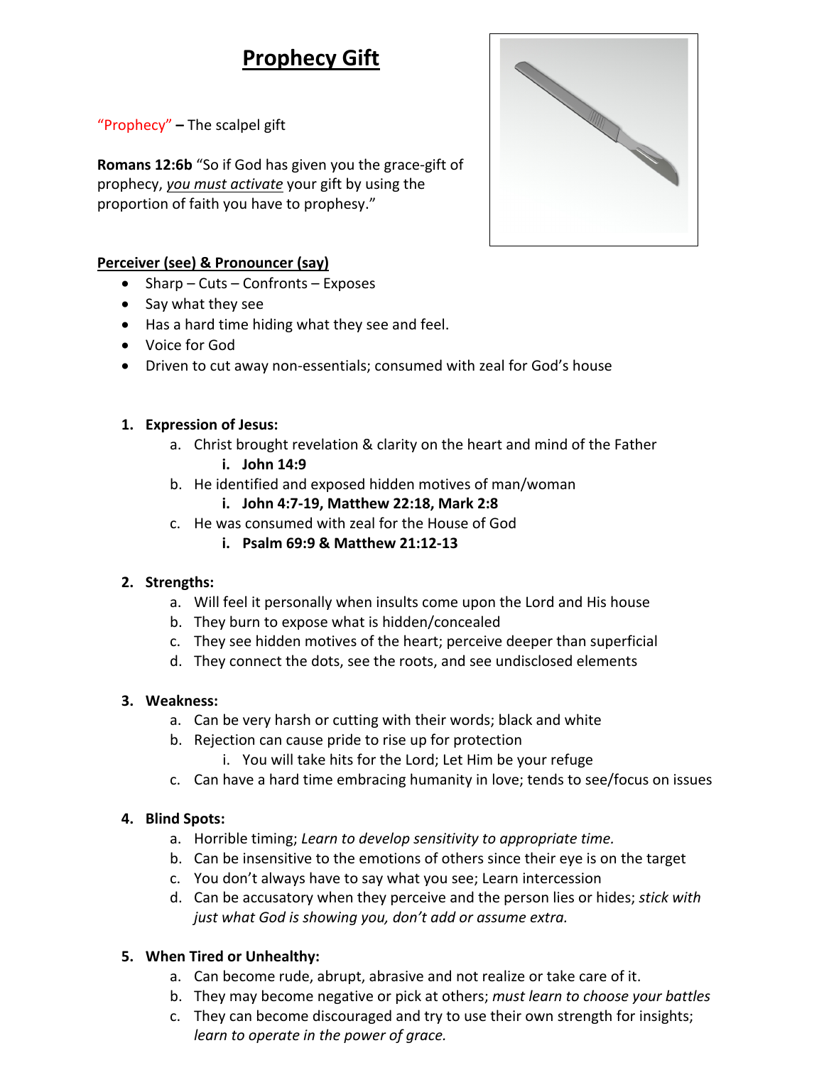# Prophecy Gift

"Prophecy" – The scalpel gift

**Romans 12:6b** "So if God has given you the grace-gift of prophecy, *you must activate* your gift by using the proportion of faith you have to prophesy."

**Perceiver (see) & Pronouncer (say)**

- Sharp – Cuts – Confronts – Exposes
- Say what they see
- Has a hard time hiding what they see and feel.
- Voice for God
- Driven to cut away non-essentials; consumed with zeal for God's house

1. **Expression of Jesus:**
   a. Christ brought revelation & clarity on the heart and mind of the Father
      i. **John 14:9**
   b. He identified and exposed hidden motives of man/woman
      i. **John 4:7-19, Matthew 22:18, Mark 2:8**
   c. He was consumed with zeal for the House of God
      i. **Psalm 69:9 & Matthew 21:12-13**

2. **Strengths:**
   a. Will feel it personally when insults come upon the Lord and His house
   b. They burn to expose what is hidden/concealed
   c. They see hidden motives of the heart; perceive deeper than superficial
   d. They connect the dots, see the roots, and see undisclosed elements

3. **Weakness:**
   a. Can be very harsh or cutting with their words; black and white
   b. Rejection can cause pride to rise up for protection
      i. You will take hits for the Lord; Let Him be your refuge
   c. Can have a hard time embracing humanity in love; tends to see/focus on issues

4. **Blind Spots:**
   a. Horrible timing; *Learn to develop sensitivity to appropriate time.*
   b. Can be insensitive to the emotions of others since their eye is on the target
   c. You don't always have to say what you see; Learn intercession
   d. Can be accusatory when they perceive and the person lies or hides; *stick with just what God is showing you, don't add or assume extra.*

5. **When Tired or Unhealthy:**
   a. Can become rude, abrupt, abrasive and not realize or take care of it.
   b. They may become negative or pick at others; *must learn to choose your battles*
   c. They can become discouraged and try to use their own strength for insights; *learn to operate in the power of grace.*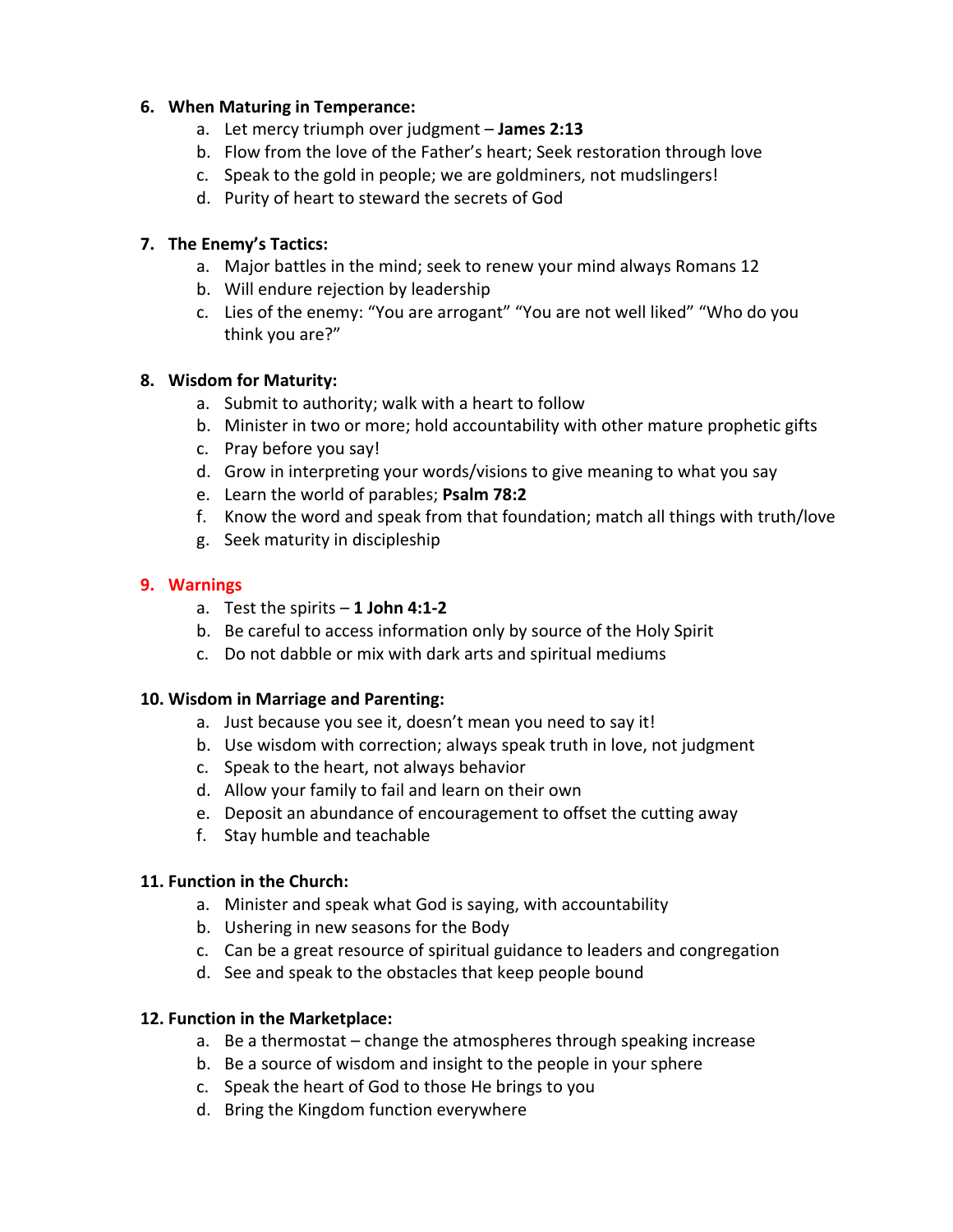6. **When Maturing in Temperance:**
    a. Let mercy triumph over judgment – **James 2:13**
    b. Flow from the love of the Father's heart; Seek restoration through love
    c. Speak to the gold in people; we are goldminers, not mudslingers!
    d. Purity of heart to steward the secrets of God

7. **The Enemy's Tactics:**
    a. Major battles in the mind; seek to renew your mind always Romans 12
    b. Will endure rejection by leadership
    c. Lies of the enemy: "You are arrogant" "You are not well liked" "Who do you think you are?"

8. **Wisdom for Maturity:**
    a. Submit to authority; walk with a heart to follow
    b. Minister in two or more; hold accountability with other mature prophetic gifts
    c. Pray before you say!
    d. Grow in interpreting your words/visions to give meaning to what you say
    e. Learn the world of parables; **Psalm 78:2**
    f. Know the word and speak from that foundation; match all things with truth/love
    g. Seek maturity in discipleship

9. **Warnings**
    a. Test the spirits – **1 John 4:1-2**
    b. Be careful to access information only by source of the Holy Spirit
    c. Do not dabble or mix with dark arts and spiritual mediums

10. **Wisdom in Marriage and Parenting:**
    a. Just because you see it, doesn't mean you need to say it!
    b. Use wisdom with correction; always speak truth in love, not judgment
    c. Speak to the heart, not always behavior
    d. Allow your family to fail and learn on their own
    e. Deposit an abundance of encouragement to offset the cutting away
    f. Stay humble and teachable

11. **Function in the Church:**
    a. Minister and speak what God is saying, with accountability
    b. Ushering in new seasons for the Body
    c. Can be a great resource of spiritual guidance to leaders and congregation
    d. See and speak to the obstacles that keep people bound

12. **Function in the Marketplace:**
    a. Be a thermostat – change the atmospheres through speaking increase
    b. Be a source of wisdom and insight to the people in your sphere
    c. Speak the heart of God to those He brings to you
    d. Bring the Kingdom function everywhere